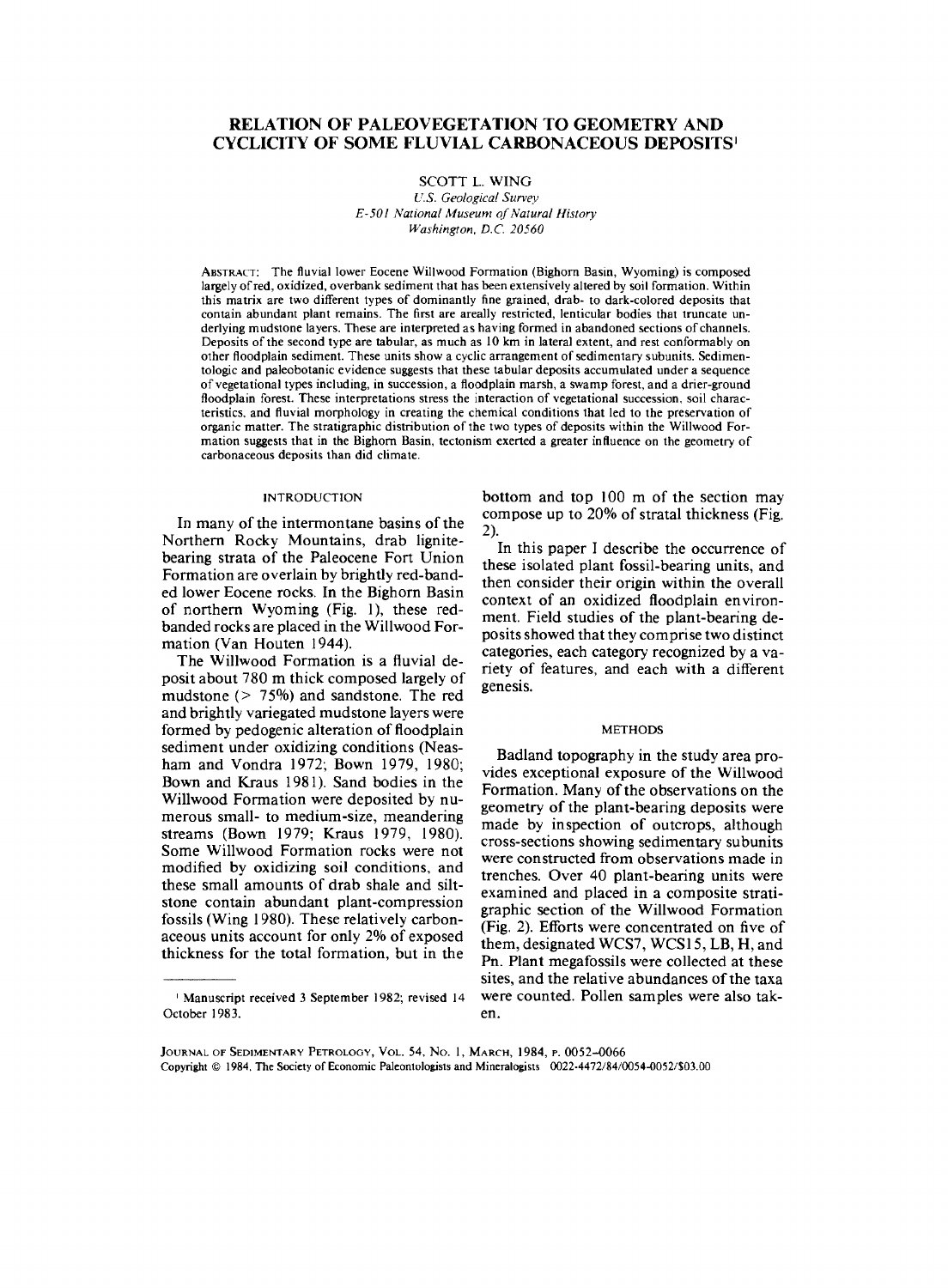# RELATION OF PALEOVEGETATION TO GEOMETRY AND CYCLICITY OF SOME FLUVIAL CARBONACEOUS DEPOSITS[1]

SCOTT L. WING

*U.S. Geological Survey*
*E-501 National Museum of Natural History*
*Washington, D.C. 20560*

ABSTRACT: The fluvial lower Eocene Willwood Formation (Bighorn Basin, Wyoming) is composed largely of red, oxidized, overbank sediment that has been extensively altered by soil formation. Within this matrix are two different types of dominantly fine grained, drab- to dark-colored deposits that contain abundant plant remains. The first are areally restricted, lenticular bodies that truncate underlying mudstone layers. These are interpreted as having formed in abandoned sections of channels. Deposits of the second type are tabular, as much as 10 km in lateral extent, and rest conformably on other floodplain sediment. These units show a cyclic arrangement of sedimentary subunits. Sedimentologic and paleobotanic evidence suggests that these tabular deposits accumulated under a sequence of vegetational types including, in succession, a floodplain marsh, a swamp forest, and a drier-ground floodplain forest. These interpretations stress the interaction of vegetational succession, soil characteristics, and fluvial morphology in creating the chemical conditions that led to the preservation of organic matter. The stratigraphic distribution of the two types of deposits within the Willwood Formation suggests that in the Bighorn Basin, tectonism exerted a greater influence on the geometry of carbonaceous deposits than did climate.

## INTRODUCTION

In many of the intermontane basins of the Northern Rocky Mountains, drab lignite-bearing strata of the Paleocene Fort Union Formation are overlain by brightly red-banded lower Eocene rocks. In the Bighorn Basin of northern Wyoming (Fig. 1), these red-banded rocks are placed in the Willwood Formation (Van Houten 1944).

The Willwood Formation is a fluvial deposit about 780 m thick composed largely of mudstone (> 75%) and sandstone. The red and brightly variegated mudstone layers were formed by pedogenic alteration of floodplain sediment under oxidizing conditions (Neasham and Vondra 1972; Bown 1979, 1980; Bown and Kraus 1981). Sand bodies in the Willwood Formation were deposited by numerous small- to medium-size, meandering streams (Bown 1979; Kraus 1979, 1980). Some Willwood Formation rocks were not modified by oxidizing soil conditions, and these small amounts of drab shale and siltstone contain abundant plant-compression fossils (Wing 1980). These relatively carbonaceous units account for only 2% of exposed thickness for the total formation, but in the bottom and top 100 m of the section may compose up to 20% of stratal thickness (Fig. 2).

In this paper I describe the occurrence of these isolated plant fossil-bearing units, and then consider their origin within the overall context of an oxidized floodplain environment. Field studies of the plant-bearing deposits showed that they comprise two distinct categories, each category recognized by a variety of features, and each with a different genesis.

## METHODS

Badland topography in the study area provides exceptional exposure of the Willwood Formation. Many of the observations on the geometry of the plant-bearing deposits were made by inspection of outcrops, although cross-sections showing sedimentary subunits were constructed from observations made in trenches. Over 40 plant-bearing units were examined and placed in a composite stratigraphic section of the Willwood Formation (Fig. 2). Efforts were concentrated on five of them, designated WCS7, WCS15, LB, H, and Pn. Plant megafossils were collected at these sites, and the relative abundances of the taxa were counted. Pollen samples were also taken.

[1] Manuscript received 3 September 1982; revised 14 October 1983.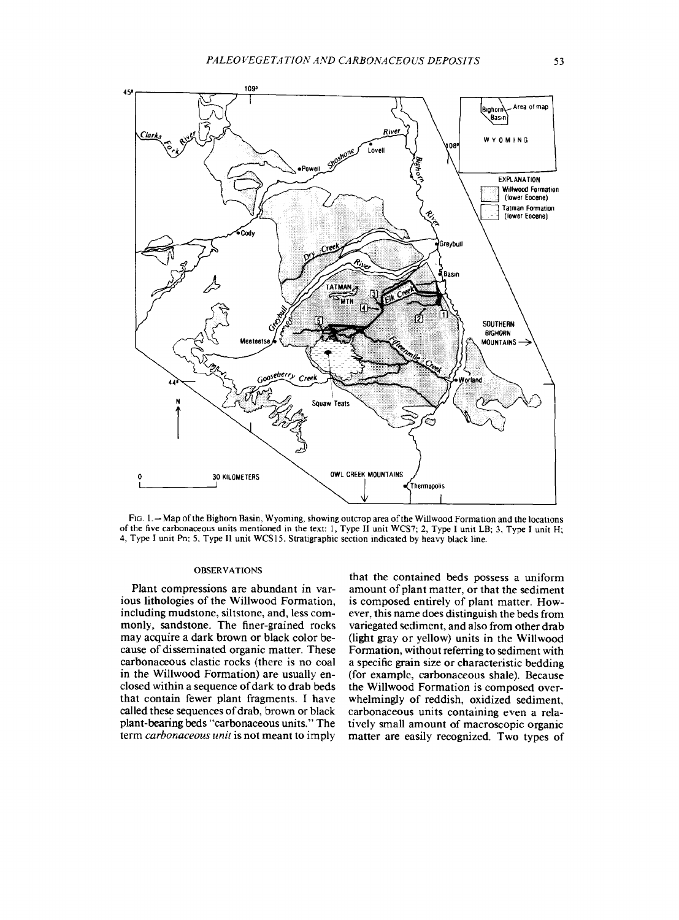FIG. 1.—Map of the Bighorn Basin, Wyoming, showing outcrop area of the Willwood Formation and the locations of the five carbonaceous units mentioned in the text: 1, Type II unit WCS7; 2, Type I unit LB; 3, Type I unit H; 4, Type I unit Pn; 5, Type II unit WCS15. Stratigraphic section indicated by heavy black line.

## OBSERVATIONS

Plant compressions are abundant in various lithologies of the Willwood Formation, including mudstone, siltstone, and, less commonly, sandstone. The finer-grained rocks may acquire a dark brown or black color because of disseminated organic matter. These carbonaceous clastic rocks (there is no coal in the Willwood Formation) are usually enclosed within a sequence of dark to drab beds that contain fewer plant fragments. I have called these sequences of drab, brown or black plant-bearing beds "carbonaceous units." The term *carbonaceous unit* is not meant to imply that the contained beds possess a uniform amount of plant matter, or that the sediment is composed entirely of plant matter. However, this name does distinguish the beds from variegated sediment, and also from other drab (light gray or yellow) units in the Willwood Formation, without referring to sediment with a specific grain size or characteristic bedding (for example, carbonaceous shale). Because the Willwood Formation is composed overwhelmingly of reddish, oxidized sediment, carbonaceous units containing even a relatively small amount of macroscopic organic matter are easily recognized. Two types of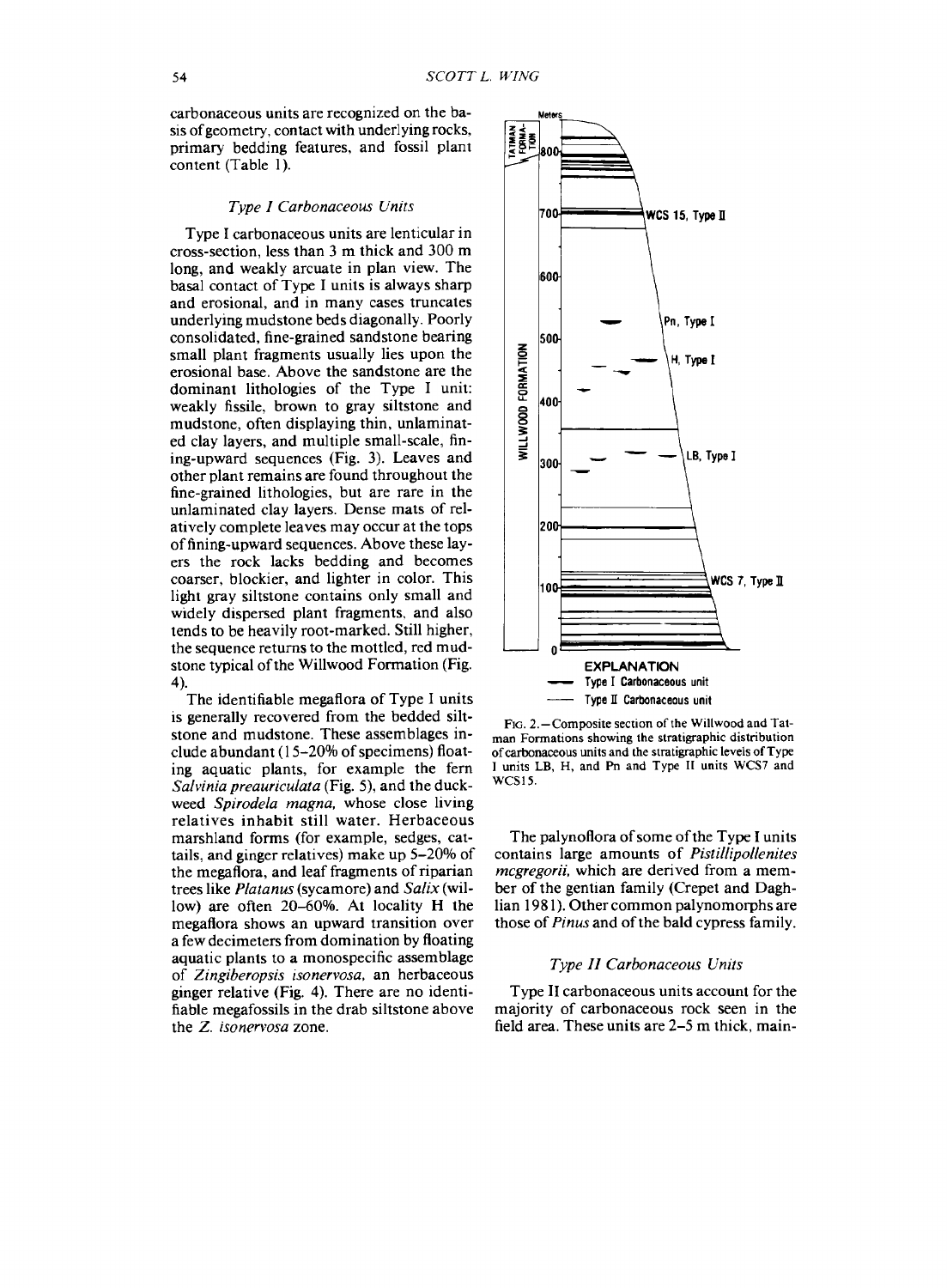carbonaceous units are recognized on the basis of geometry, contact with underlying rocks, primary bedding features, and fossil plant content (Table 1).

### *Type I Carbonaceous Units*

Type I carbonaceous units are lenticular in cross-section, less than 3 m thick and 300 m long, and weakly arcuate in plan view. The basal contact of Type I units is always sharp and erosional, and in many cases truncates underlying mudstone beds diagonally. Poorly consolidated, fine-grained sandstone bearing small plant fragments usually lies upon the erosional base. Above the sandstone are the dominant lithologies of the Type I unit: weakly fissile, brown to gray siltstone and mudstone, often displaying thin, unlaminated clay layers, and multiple small-scale, fining-upward sequences (Fig. 3). Leaves and other plant remains are found throughout the fine-grained lithologies, but are rare in the unlaminated clay layers. Dense mats of relatively complete leaves may occur at the tops of fining-upward sequences. Above these layers the rock lacks bedding and becomes coarser, blockier, and lighter in color. This light gray siltstone contains only small and widely dispersed plant fragments, and also tends to be heavily root-marked. Still higher, the sequence returns to the mottled, red mudstone typical of the Willwood Formation (Fig. 4).

The identifiable megaflora of Type I units is generally recovered from the bedded siltstone and mudstone. These assemblages include abundant (15–20% of specimens) floating aquatic plants, for example the fern *Salvinia preauriculata* (Fig. 5), and the duckweed *Spirodela magna*, whose close living relatives inhabit still water. Herbaceous marshland forms (for example, sedges, cattails, and ginger relatives) make up 5–20% of the megaflora, and leaf fragments of riparian trees like *Platanus* (sycamore) and *Salix* (willow) are often 20–60%. At locality H the megaflora shows an upward transition over a few decimeters from domination by floating aquatic plants to a monospecific assemblage of *Zingiberopsis isonervosa*, an herbaceous ginger relative (Fig. 4). There are no identifiable megafossils in the drab siltstone above the *Z. isonervosa* zone.

Fig. 2.—Composite section of the Willwood and Tatman Formations showing the stratigraphic distribution of carbonaceous units and the stratigraphic levels of Type I units LB, H, and Pn and Type II units WCS7 and WCS15.

The palynoflora of some of the Type I units contains large amounts of *Pistillipollenites mcgregorii*, which are derived from a member of the gentian family (Crepet and Daghlian 1981). Other common palynomorphs are those of *Pinus* and of the bald cypress family.

### *Type II Carbonaceous Units*

Type II carbonaceous units account for the majority of carbonaceous rock seen in the field area. These units are 2–5 m thick, main-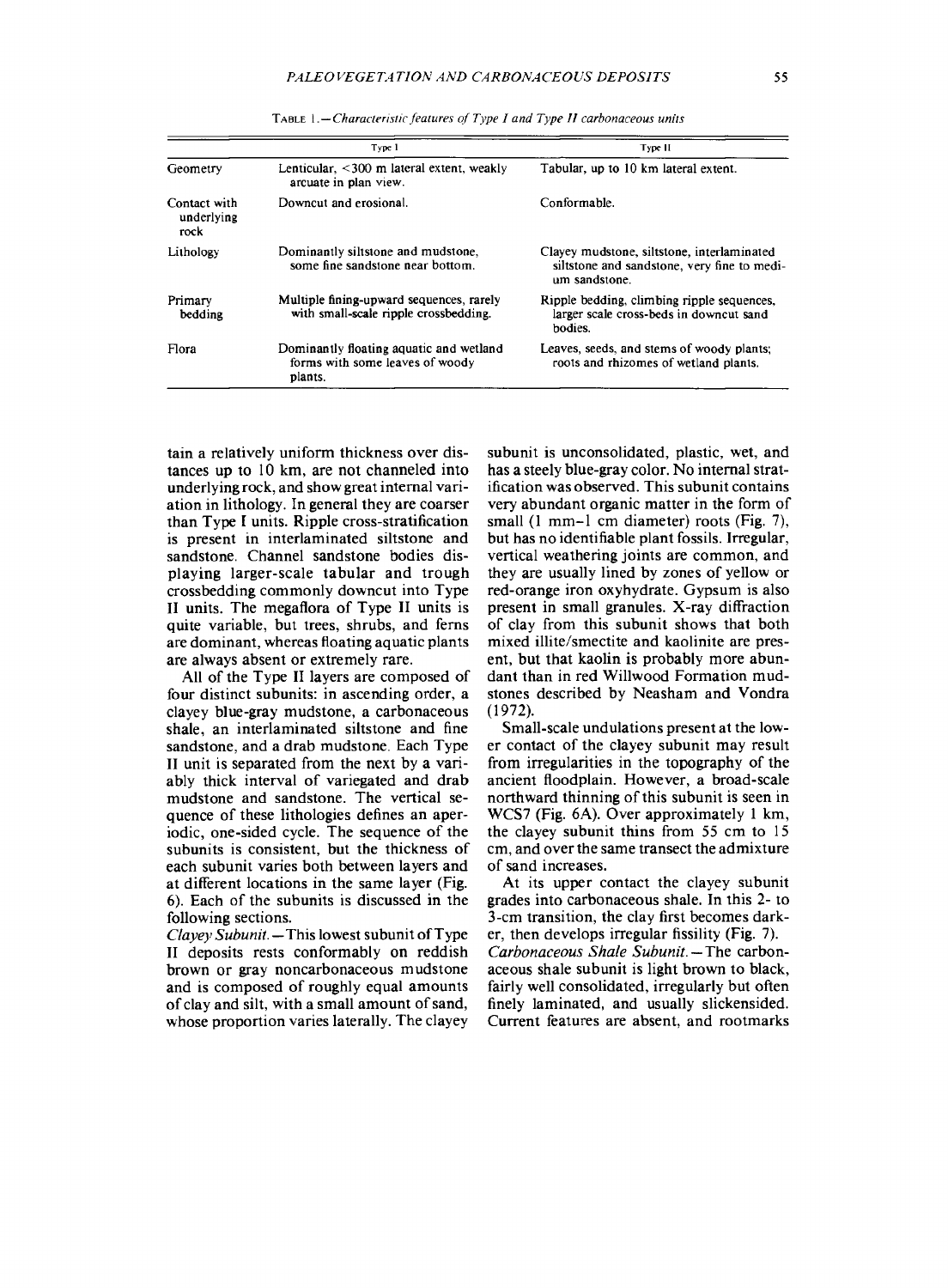TABLE 1.—*Characteristic features of Type I and Type II carbonaceous units*

| | Type I | Type II |
|---|---|---|
| Geometry | Lenticular, <300 m lateral extent, weakly arcuate in plan view. | Tabular, up to 10 km lateral extent. |
| Contact with underlying rock | Downcut and erosional. | Conformable. |
| Lithology | Dominantly siltstone and mudstone, some fine sandstone near bottom. | Clayey mudstone, siltstone, interlaminated siltstone and sandstone, very fine to medium sandstone. |
| Primary bedding | Multiple fining-upward sequences, rarely with small-scale ripple crossbedding. | Ripple bedding, climbing ripple sequences, larger scale cross-beds in downcut sand bodies. |
| Flora | Dominantly floating aquatic and wetland forms with some leaves of woody plants. | Leaves, seeds, and stems of woody plants; roots and rhizomes of wetland plants. |

tain a relatively uniform thickness over distances up to 10 km, are not channeled into underlying rock, and show great internal variation in lithology. In general they are coarser than Type I units. Ripple cross-stratification is present in interlaminated siltstone and sandstone. Channel sandstone bodies displaying larger-scale tabular and trough crossbedding commonly downcut into Type II units. The megaflora of Type II units is quite variable, but trees, shrubs, and ferns are dominant, whereas floating aquatic plants are always absent or extremely rare.

All of the Type II layers are composed of four distinct subunits: in ascending order, a clayey blue-gray mudstone, a carbonaceous shale, an interlaminated siltstone and fine sandstone, and a drab mudstone. Each Type II unit is separated from the next by a variably thick interval of variegated and drab mudstone and sandstone. The vertical sequence of these lithologies defines an aperiodic, one-sided cycle. The sequence of the subunits is consistent, but the thickness of each subunit varies both between layers and at different locations in the same layer (Fig. 6). Each of the subunits is discussed in the following sections.

*Clayey Subunit.*—This lowest subunit of Type II deposits rests conformably on reddish brown or gray noncarbonaceous mudstone and is composed of roughly equal amounts of clay and silt, with a small amount of sand, whose proportion varies laterally. The clayey subunit is unconsolidated, plastic, wet, and has a steely blue-gray color. No internal stratification was observed. This subunit contains very abundant organic matter in the form of small (1 mm–1 cm diameter) roots (Fig. 7), but has no identifiable plant fossils. Irregular, vertical weathering joints are common, and they are usually lined by zones of yellow or red-orange iron oxyhydrate. Gypsum is also present in small granules. X-ray diffraction of clay from this subunit shows that both mixed illite/smectite and kaolinite are present, but that kaolin is probably more abundant than in red Willwood Formation mudstones described by Neasham and Vondra (1972).

Small-scale undulations present at the lower contact of the clayey subunit may result from irregularities in the topography of the ancient floodplain. However, a broad-scale northward thinning of this subunit is seen in WCS7 (Fig. 6A). Over approximately 1 km, the clayey subunit thins from 55 cm to 15 cm, and over the same transect the admixture of sand increases.

At its upper contact the clayey subunit grades into carbonaceous shale. In this 2- to 3-cm transition, the clay first becomes darker, then develops irregular fissility (Fig. 7).

*Carbonaceous Shale Subunit.*—The carbonaceous shale subunit is light brown to black, fairly well consolidated, irregularly but often finely laminated, and usually slickensided. Current features are absent, and rootmarks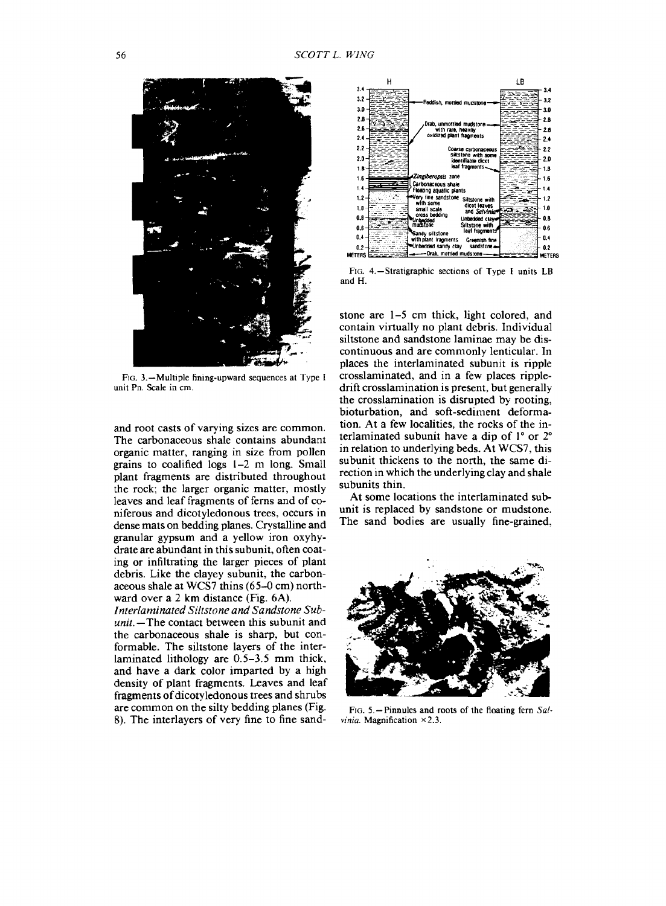FIG. 3.—Multiple fining-upward sequences at Type I unit Pn. Scale in cm.

FIG. 4.—Stratigraphic sections of Type I units LB and H.

FIG. 5.—Pinnules and roots of the floating fern *Salvinia*. Magnification ×2.3.

and root casts of varying sizes are common. The carbonaceous shale contains abundant organic matter, ranging in size from pollen grains to coalified logs 1–2 m long. Small plant fragments are distributed throughout the rock; the larger organic matter, mostly leaves and leaf fragments of ferns and of coniferous and dicotyledonous trees, occurs in dense mats on bedding planes. Crystalline and granular gypsum and a yellow iron oxyhydrate are abundant in this subunit, often coating or infiltrating the larger pieces of plant debris. Like the clayey subunit, the carbonaceous shale at WCS7 thins (65–0 cm) northward over a 2 km distance (Fig. 6A).

*Interlaminated Siltstone and Sandstone Subunit.*—The contact between this subunit and the carbonaceous shale is sharp, but conformable. The siltstone layers of the interlaminated lithology are 0.5–3.5 mm thick, and have a dark color imparted by a high density of plant fragments. Leaves and leaf fragments of dicotyledonous trees and shrubs are common on the silty bedding planes (Fig. 8). The interlayers of very fine to fine sandstone are 1–5 cm thick, light colored, and contain virtually no plant debris. Individual siltstone and sandstone laminae may be discontinuous and are commonly lenticular. In places the interlaminated subunit is ripple crosslaminated, and in a few places ripple-drift crosslamination is present, but generally the crosslamination is disrupted by rooting, bioturbation, and soft-sediment deformation. At a few localities, the rocks of the interlaminated subunit have a dip of 1° or 2° in relation to underlying beds. At WCS7, this subunit thickens to the north, the same direction in which the underlying clay and shale subunits thin.

At some locations the interlaminated subunit is replaced by sandstone or mudstone. The sand bodies are usually fine-grained,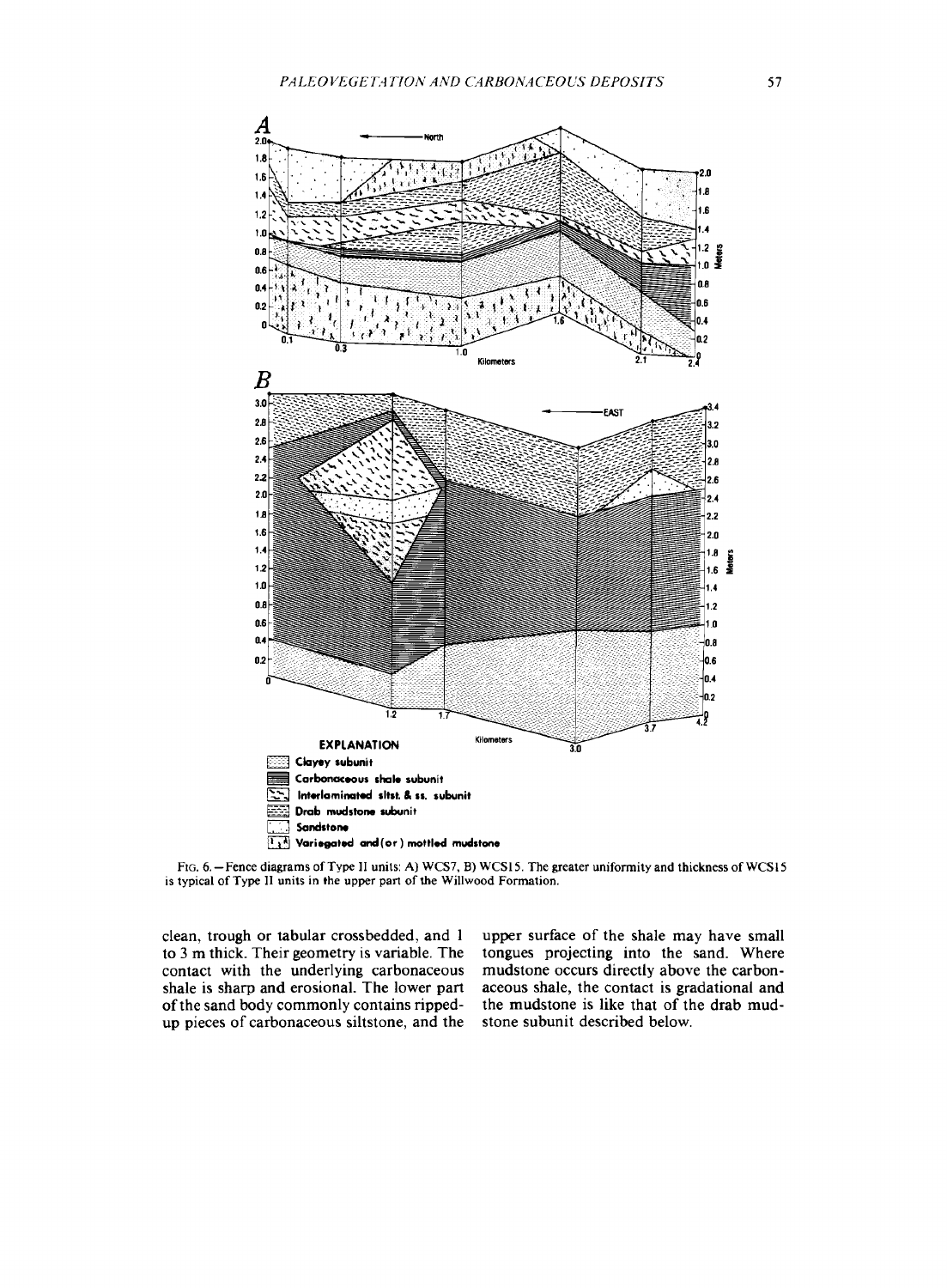FIG. 6.—Fence diagrams of Type II units: A) WCS7, B) WCS15. The greater uniformity and thickness of WCS15 is typical of Type II units in the upper part of the Willwood Formation.

clean, trough or tabular crossbedded, and 1 to 3 m thick. Their geometry is variable. The contact with the underlying carbonaceous shale is sharp and erosional. The lower part of the sand body commonly contains ripped-up pieces of carbonaceous siltstone, and the upper surface of the shale may have small tongues projecting into the sand. Where mudstone occurs directly above the carbonaceous shale, the contact is gradational and the mudstone is like that of the drab mudstone subunit described below.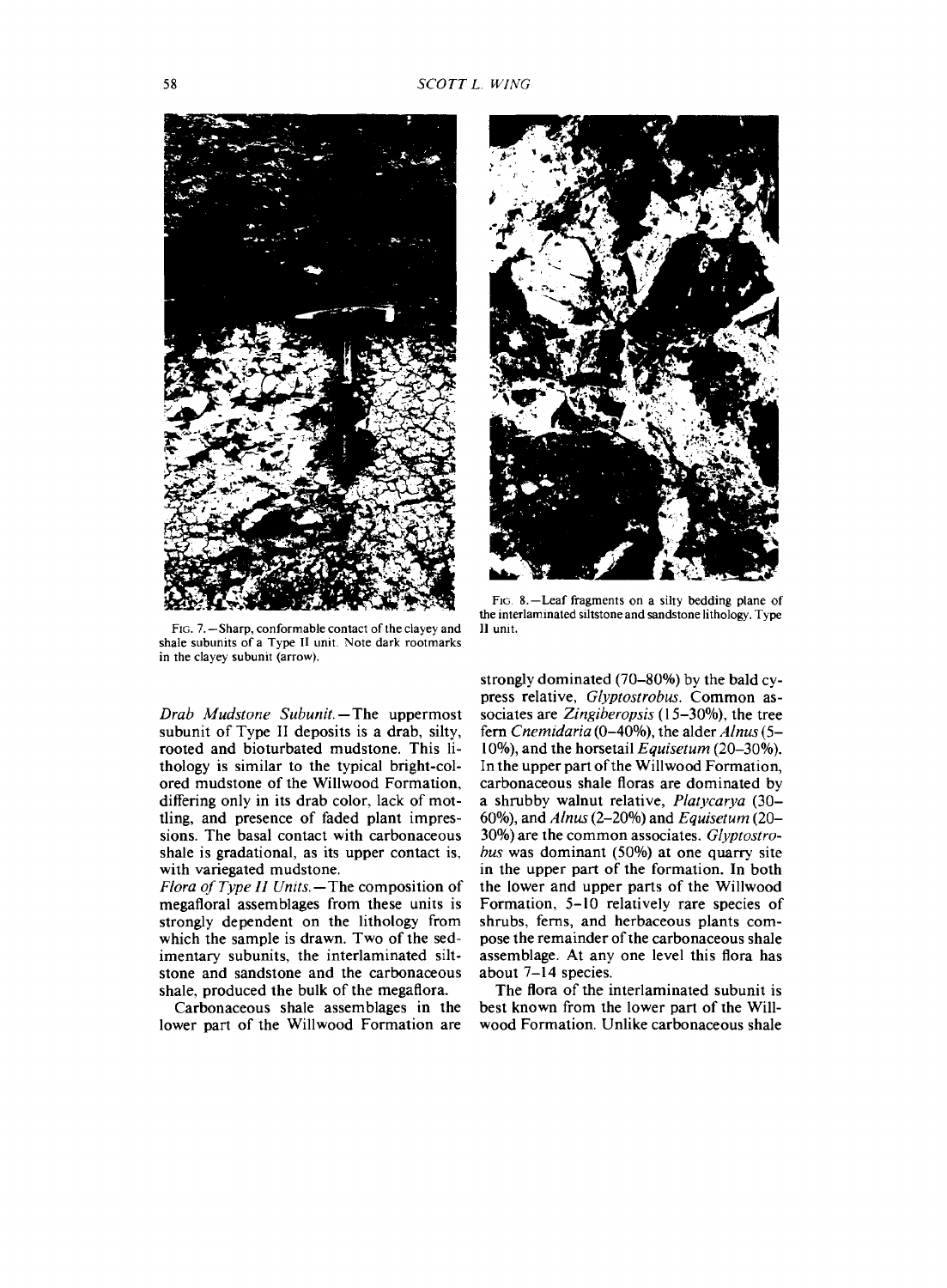FIG. 7.—Sharp, conformable contact of the clayey and shale subunits of a Type II unit. Note dark rootmarks in the clayey subunit (arrow).

FIG. 8.—Leaf fragments on a silty bedding plane of the interlaminated siltstone and sandstone lithology. Type II unit.

*Drab Mudstone Subunit.*—The uppermost subunit of Type II deposits is a drab, silty, rooted and bioturbated mudstone. This lithology is similar to the typical bright-colored mudstone of the Willwood Formation, differing only in its drab color, lack of mottling, and presence of faded plant impressions. The basal contact with carbonaceous shale is gradational, as its upper contact is, with variegated mudstone.

*Flora of Type II Units.*—The composition of megafloral assemblages from these units is strongly dependent on the lithology from which the sample is drawn. Two of the sedimentary subunits, the interlaminated siltstone and sandstone and the carbonaceous shale, produced the bulk of the megaflora.

Carbonaceous shale assemblages in the lower part of the Willwood Formation are strongly dominated (70–80%) by the bald cypress relative, *Glyptostrobus*. Common associates are *Zingiberopsis* (15–30%), the tree fern *Cnemidaria* (0–40%), the alder *Alnus* (5–10%), and the horsetail *Equisetum* (20–30%). In the upper part of the Willwood Formation, carbonaceous shale floras are dominated by a shrubby walnut relative, *Platycarya* (30–60%), and *Alnus* (2–20%) and *Equisetum* (20–30%) are the common associates. *Glyptostrobus* was dominant (50%) at one quarry site in the upper part of the formation. In both the lower and upper parts of the Willwood Formation, 5–10 relatively rare species of shrubs, ferns, and herbaceous plants compose the remainder of the carbonaceous shale assemblage. At any one level this flora has about 7–14 species.

The flora of the interlaminated subunit is best known from the lower part of the Willwood Formation. Unlike carbonaceous shale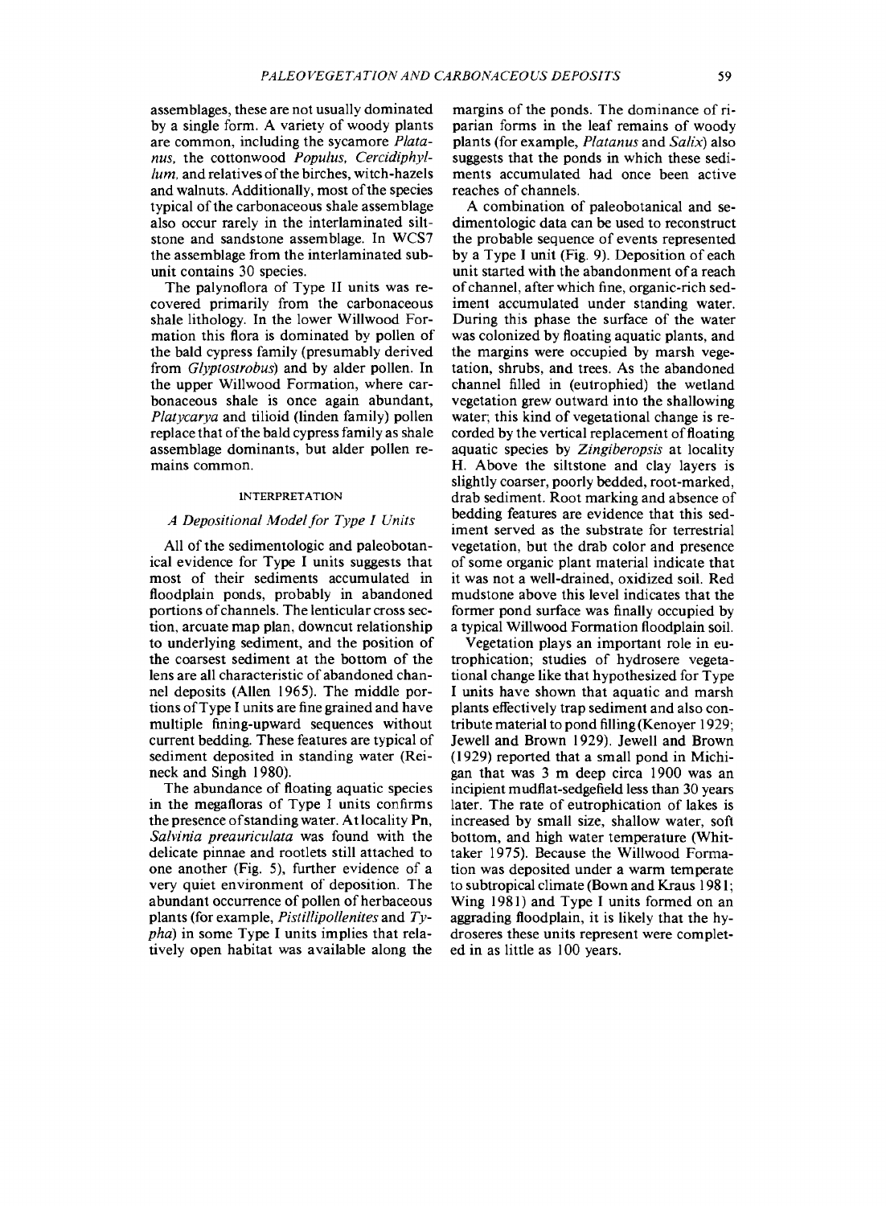assemblages, these are not usually dominated by a single form. A variety of woody plants are common, including the sycamore *Platanus*, the cottonwood *Populus*, *Cercidiphyllum*, and relatives of the birches, witch-hazels and walnuts. Additionally, most of the species typical of the carbonaceous shale assemblage also occur rarely in the interlaminated siltstone and sandstone assemblage. In WCS7 the assemblage from the interlaminated subunit contains 30 species.

The palynoflora of Type II units was recovered primarily from the carbonaceous shale lithology. In the lower Willwood Formation this flora is dominated by pollen of the bald cypress family (presumably derived from *Glyptostrobus*) and by alder pollen. In the upper Willwood Formation, where carbonaceous shale is once again abundant, *Platycarya* and tilioid (linden family) pollen replace that of the bald cypress family as shale assemblage dominants, but alder pollen remains common.

## INTERPRETATION

### *A Depositional Model for Type I Units*

All of the sedimentologic and paleobotanical evidence for Type I units suggests that most of their sediments accumulated in floodplain ponds, probably in abandoned portions of channels. The lenticular cross section, arcuate map plan, downcut relationship to underlying sediment, and the position of the coarsest sediment at the bottom of the lens are all characteristic of abandoned channel deposits (Allen 1965). The middle portions of Type I units are fine grained and have multiple fining-upward sequences without current bedding. These features are typical of sediment deposited in standing water (Reineck and Singh 1980).

The abundance of floating aquatic species in the megafloras of Type I units confirms the presence of standing water. At locality Pn, *Salvinia preauriculata* was found with the delicate pinnae and rootlets still attached to one another (Fig. 5), further evidence of a very quiet environment of deposition. The abundant occurrence of pollen of herbaceous plants (for example, *Pistillipollenites* and *Typha*) in some Type I units implies that relatively open habitat was available along the margins of the ponds. The dominance of riparian forms in the leaf remains of woody plants (for example, *Platanus* and *Salix*) also suggests that the ponds in which these sediments accumulated had once been active reaches of channels.

A combination of paleobotanical and sedimentologic data can be used to reconstruct the probable sequence of events represented by a Type I unit (Fig. 9). Deposition of each unit started with the abandonment of a reach of channel, after which fine, organic-rich sediment accumulated under standing water. During this phase the surface of the water was colonized by floating aquatic plants, and the margins were occupied by marsh vegetation, shrubs, and trees. As the abandoned channel filled in (eutrophied) the wetland vegetation grew outward into the shallowing water; this kind of vegetational change is recorded by the vertical replacement of floating aquatic species by *Zingiberopsis* at locality H. Above the siltstone and clay layers is slightly coarser, poorly bedded, root-marked, drab sediment. Root marking and absence of bedding features are evidence that this sediment served as the substrate for terrestrial vegetation, but the drab color and presence of some organic plant material indicate that it was not a well-drained, oxidized soil. Red mudstone above this level indicates that the former pond surface was finally occupied by a typical Willwood Formation floodplain soil.

Vegetation plays an important role in eutrophication; studies of hydrosere vegetational change like that hypothesized for Type I units have shown that aquatic and marsh plants effectively trap sediment and also contribute material to pond filling (Kenoyer 1929; Jewell and Brown 1929). Jewell and Brown (1929) reported that a small pond in Michigan that was 3 m deep circa 1900 was an incipient mudflat-sedgefield less than 30 years later. The rate of eutrophication of lakes is increased by small size, shallow water, soft bottom, and high water temperature (Whittaker 1975). Because the Willwood Formation was deposited under a warm temperate to subtropical climate (Bown and Kraus 1981; Wing 1981) and Type I units formed on an aggrading floodplain, it is likely that the hydroseres these units represent were completed in as little as 100 years.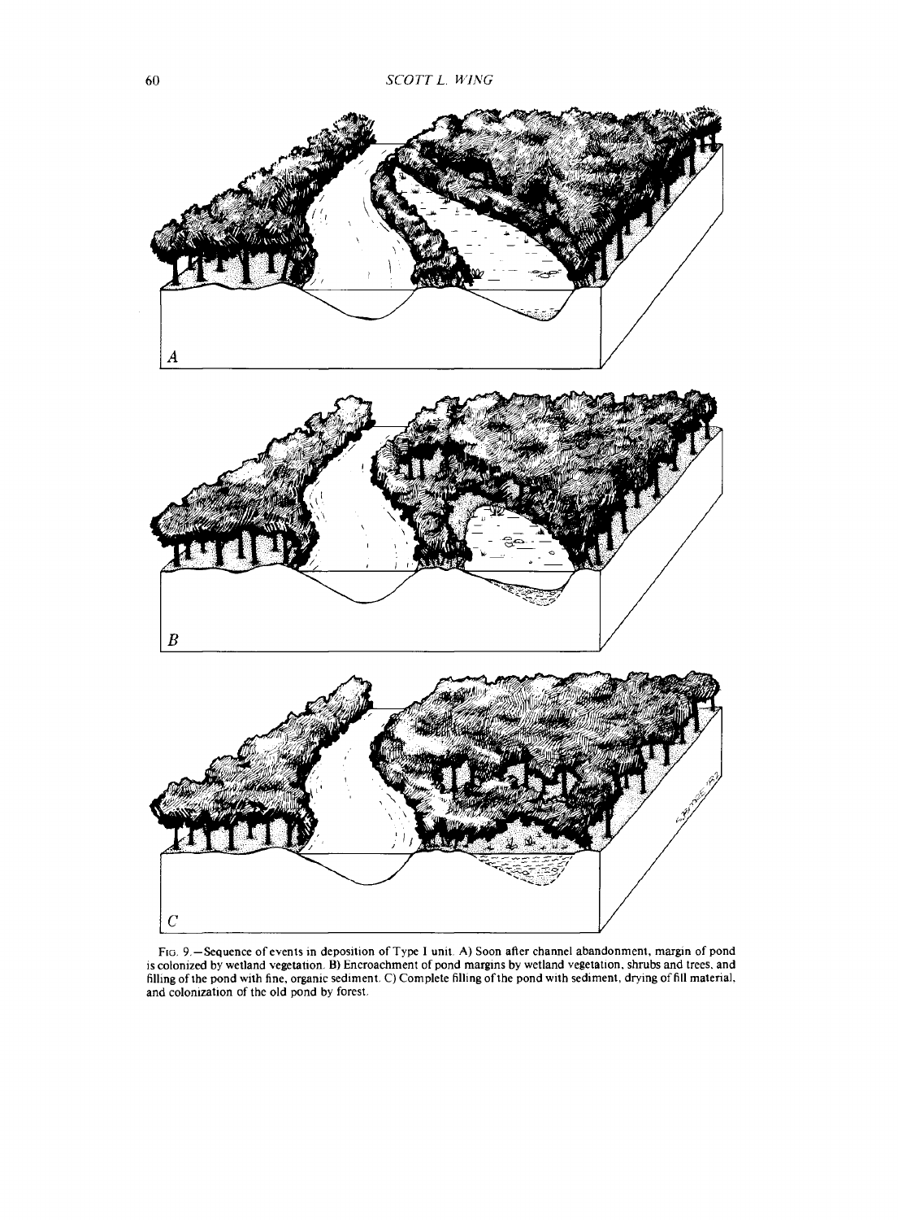FIG. 9.—Sequence of events in deposition of Type I unit. A) Soon after channel abandonment, margin of pond is colonized by wetland vegetation. B) Encroachment of pond margins by wetland vegetation, shrubs and trees, and filling of the pond with fine, organic sediment. C) Complete filling of the pond with sediment, drying of fill material, and colonization of the old pond by forest.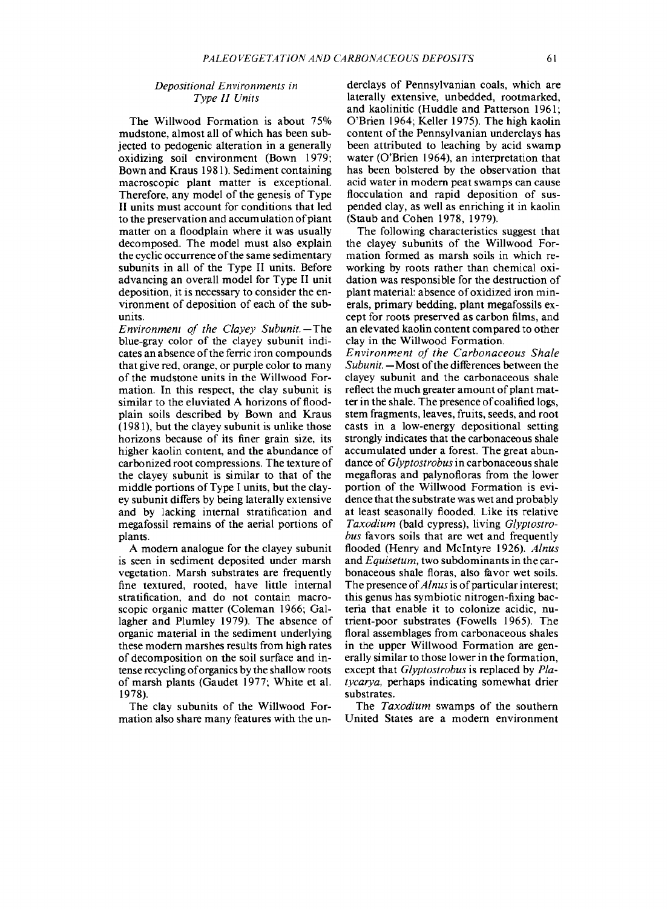### Depositional Environments in Type II Units

The Willwood Formation is about 75% mudstone, almost all of which has been subjected to pedogenic alteration in a generally oxidizing soil environment (Bown 1979; Bown and Kraus 1981). Sediment containing macroscopic plant matter is exceptional. Therefore, any model of the genesis of Type II units must account for conditions that led to the preservation and accumulation of plant matter on a floodplain where it was usually decomposed. The model must also explain the cyclic occurrence of the same sedimentary subunits in all of the Type II units. Before advancing an overall model for Type II unit deposition, it is necessary to consider the environment of deposition of each of the subunits.

*Environment of the Clayey Subunit.*—The blue-gray color of the clayey subunit indicates an absence of the ferric iron compounds that give red, orange, or purple color to many of the mudstone units in the Willwood Formation. In this respect, the clay subunit is similar to the eluviated A horizons of floodplain soils described by Bown and Kraus (1981), but the clayey subunit is unlike those horizons because of its finer grain size, its higher kaolin content, and the abundance of carbonized root compressions. The texture of the clayey subunit is similar to that of the middle portions of Type I units, but the clayey subunit differs by being laterally extensive and by lacking internal stratification and megafossil remains of the aerial portions of plants.

A modern analogue for the clayey subunit is seen in sediment deposited under marsh vegetation. Marsh substrates are frequently fine textured, rooted, have little internal stratification, and do not contain macroscopic organic matter (Coleman 1966; Gallagher and Plumley 1979). The absence of organic material in the sediment underlying these modern marshes results from high rates of decomposition on the soil surface and intense recycling of organics by the shallow roots of marsh plants (Gaudet 1977; White et al. 1978).

The clay subunits of the Willwood Formation also share many features with the underclays of Pennsylvanian coals, which are laterally extensive, unbedded, rootmarked, and kaolinitic (Huddle and Patterson 1961; O'Brien 1964; Keller 1975). The high kaolin content of the Pennsylvanian underclays has been attributed to leaching by acid swamp water (O'Brien 1964), an interpretation that has been bolstered by the observation that acid water in modern peat swamps can cause flocculation and rapid deposition of suspended clay, as well as enriching it in kaolin (Staub and Cohen 1978, 1979).

The following characteristics suggest that the clayey subunits of the Willwood Formation formed as marsh soils in which reworking by roots rather than chemical oxidation was responsible for the destruction of plant material: absence of oxidized iron minerals, primary bedding, plant megafossils except for roots preserved as carbon films, and an elevated kaolin content compared to other clay in the Willwood Formation.

*Environment of the Carbonaceous Shale Subunit.*—Most of the differences between the clayey subunit and the carbonaceous shale reflect the much greater amount of plant matter in the shale. The presence of coalified logs, stem fragments, leaves, fruits, seeds, and root casts in a low-energy depositional setting strongly indicates that the carbonaceous shale accumulated under a forest. The great abundance of *Glyptostrobus* in carbonaceous shale megafloras and palynofloras from the lower portion of the Willwood Formation is evidence that the substrate was wet and probably at least seasonally flooded. Like its relative *Taxodium* (bald cypress), living *Glyptostrobus* favors soils that are wet and frequently flooded (Henry and McIntyre 1926). *Alnus* and *Equisetum*, two subdominants in the carbonaceous shale floras, also favor wet soils. The presence of *Alnus* is of particular interest; this genus has symbiotic nitrogen-fixing bacteria that enable it to colonize acidic, nutrient-poor substrates (Fowells 1965). The floral assemblages from carbonaceous shales in the upper Willwood Formation are generally similar to those lower in the formation, except that *Glyptostrobus* is replaced by *Platycarya*, perhaps indicating somewhat drier substrates.

The *Taxodium* swamps of the southern United States are a modern environment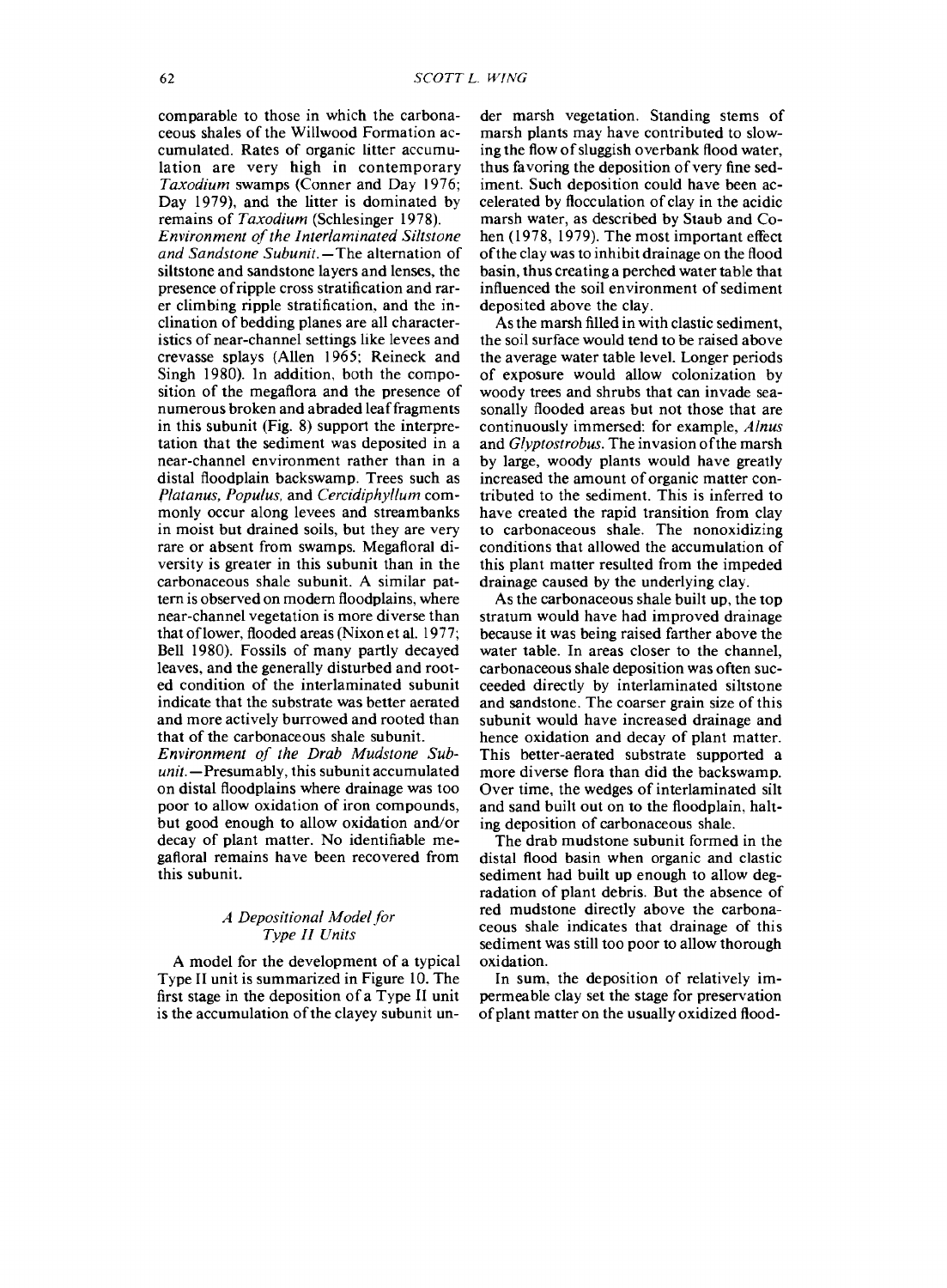comparable to those in which the carbonaceous shales of the Willwood Formation accumulated. Rates of organic litter accumulation are very high in contemporary *Taxodium* swamps (Conner and Day 1976; Day 1979), and the litter is dominated by remains of *Taxodium* (Schlesinger 1978).

*Environment of the Interlaminated Siltstone and Sandstone Subunit.*—The alternation of siltstone and sandstone layers and lenses, the presence of ripple cross stratification and rarer climbing ripple stratification, and the inclination of bedding planes are all characteristics of near-channel settings like levees and crevasse splays (Allen 1965; Reineck and Singh 1980). In addition, both the composition of the megaflora and the presence of numerous broken and abraded leaf fragments in this subunit (Fig. 8) support the interpretation that the sediment was deposited in a near-channel environment rather than in a distal floodplain backswamp. Trees such as *Platanus, Populus,* and *Cercidiphyllum* commonly occur along levees and streambanks in moist but drained soils, but they are very rare or absent from swamps. Megafloral diversity is greater in this subunit than in the carbonaceous shale subunit. A similar pattern is observed on modern floodplains, where near-channel vegetation is more diverse than that of lower, flooded areas (Nixon et al. 1977; Bell 1980). Fossils of many partly decayed leaves, and the generally disturbed and rooted condition of the interlaminated subunit indicate that the substrate was better aerated and more actively burrowed and rooted than that of the carbonaceous shale subunit.

*Environment of the Drab Mudstone Subunit.*—Presumably, this subunit accumulated on distal floodplains where drainage was too poor to allow oxidation of iron compounds, but good enough to allow oxidation and/or decay of plant matter. No identifiable megafloral remains have been recovered from this subunit.

### *A Depositional Model for Type II Units*

A model for the development of a typical Type II unit is summarized in Figure 10. The first stage in the deposition of a Type II unit is the accumulation of the clayey subunit under marsh vegetation. Standing stems of marsh plants may have contributed to slowing the flow of sluggish overbank flood water, thus favoring the deposition of very fine sediment. Such deposition could have been accelerated by flocculation of clay in the acidic marsh water, as described by Staub and Cohen (1978, 1979). The most important effect of the clay was to inhibit drainage on the flood basin, thus creating a perched water table that influenced the soil environment of sediment deposited above the clay.

As the marsh filled in with clastic sediment, the soil surface would tend to be raised above the average water table level. Longer periods of exposure would allow colonization by woody trees and shrubs that can invade seasonally flooded areas but not those that are continuously immersed: for example, *Alnus* and *Glyptostrobus*. The invasion of the marsh by large, woody plants would have greatly increased the amount of organic matter contributed to the sediment. This is inferred to have created the rapid transition from clay to carbonaceous shale. The nonoxidizing conditions that allowed the accumulation of this plant matter resulted from the impeded drainage caused by the underlying clay.

As the carbonaceous shale built up, the top stratum would have had improved drainage because it was being raised farther above the water table. In areas closer to the channel, carbonaceous shale deposition was often succeeded directly by interlaminated siltstone and sandstone. The coarser grain size of this subunit would have increased drainage and hence oxidation and decay of plant matter. This better-aerated substrate supported a more diverse flora than did the backswamp. Over time, the wedges of interlaminated silt and sand built out on to the floodplain, halting deposition of carbonaceous shale.

The drab mudstone subunit formed in the distal flood basin when organic and clastic sediment had built up enough to allow degradation of plant debris. But the absence of red mudstone directly above the carbonaceous shale indicates that drainage of this sediment was still too poor to allow thorough oxidation.

In sum, the deposition of relatively impermeable clay set the stage for preservation of plant matter on the usually oxidized flood-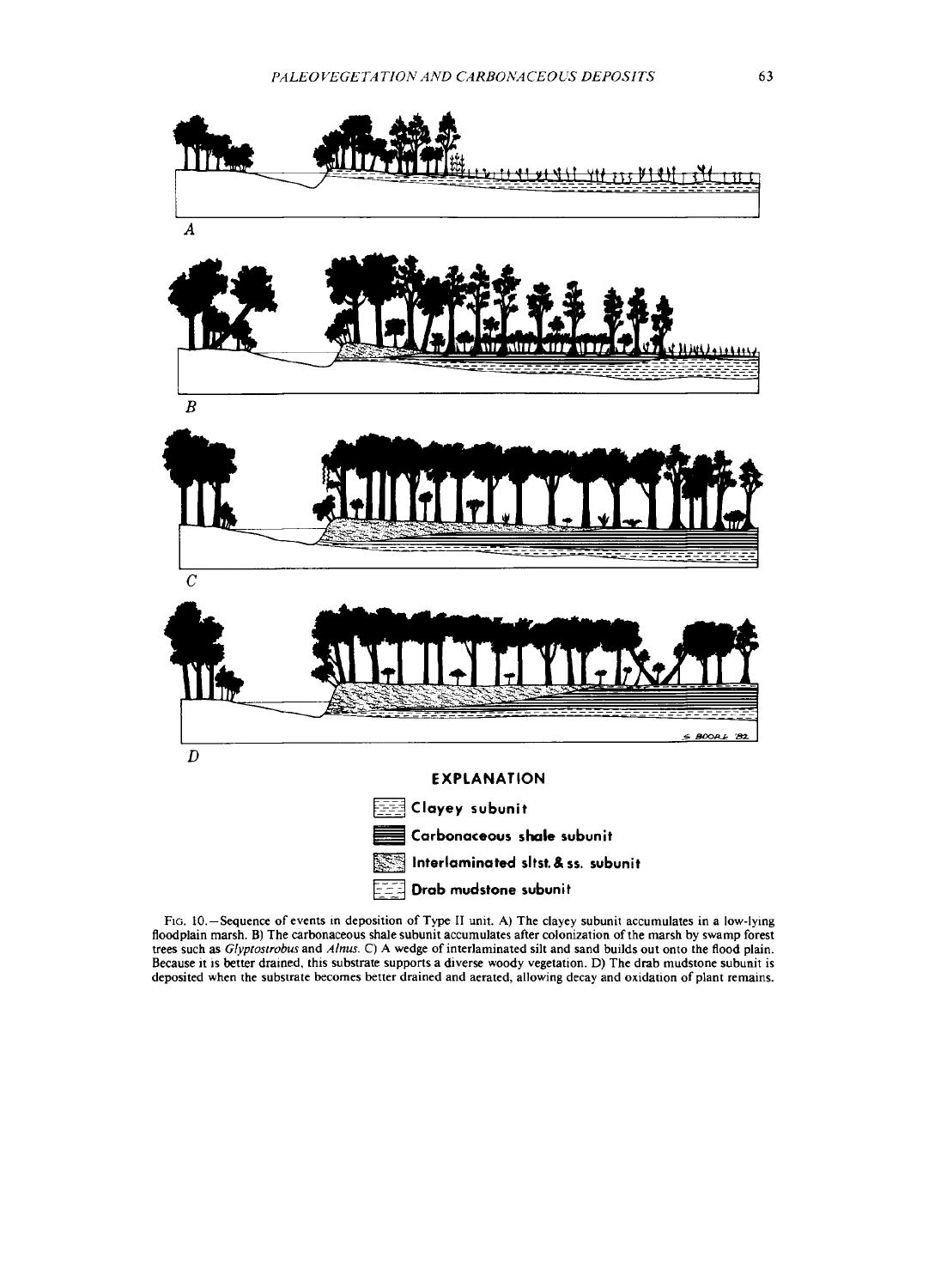A

B

C

D

**EXPLANATION**

- Clayey subunit
- Carbonaceous shale subunit
- Interlaminated sltst. & ss. subunit
- Drab mudstone subunit

FIG. 10.—Sequence of events in deposition of Type II unit. A) The clayey subunit accumulates in a low-lying floodplain marsh. B) The carbonaceous shale subunit accumulates after colonization of the marsh by swamp forest trees such as *Glyptostrobus* and *Alnus*. C) A wedge of interlaminated silt and sand builds out onto the flood plain. Because it is better drained, this substrate supports a diverse woody vegetation. D) The drab mudstone subunit is deposited when the substrate becomes better drained and aerated, allowing decay and oxidation of plant remains.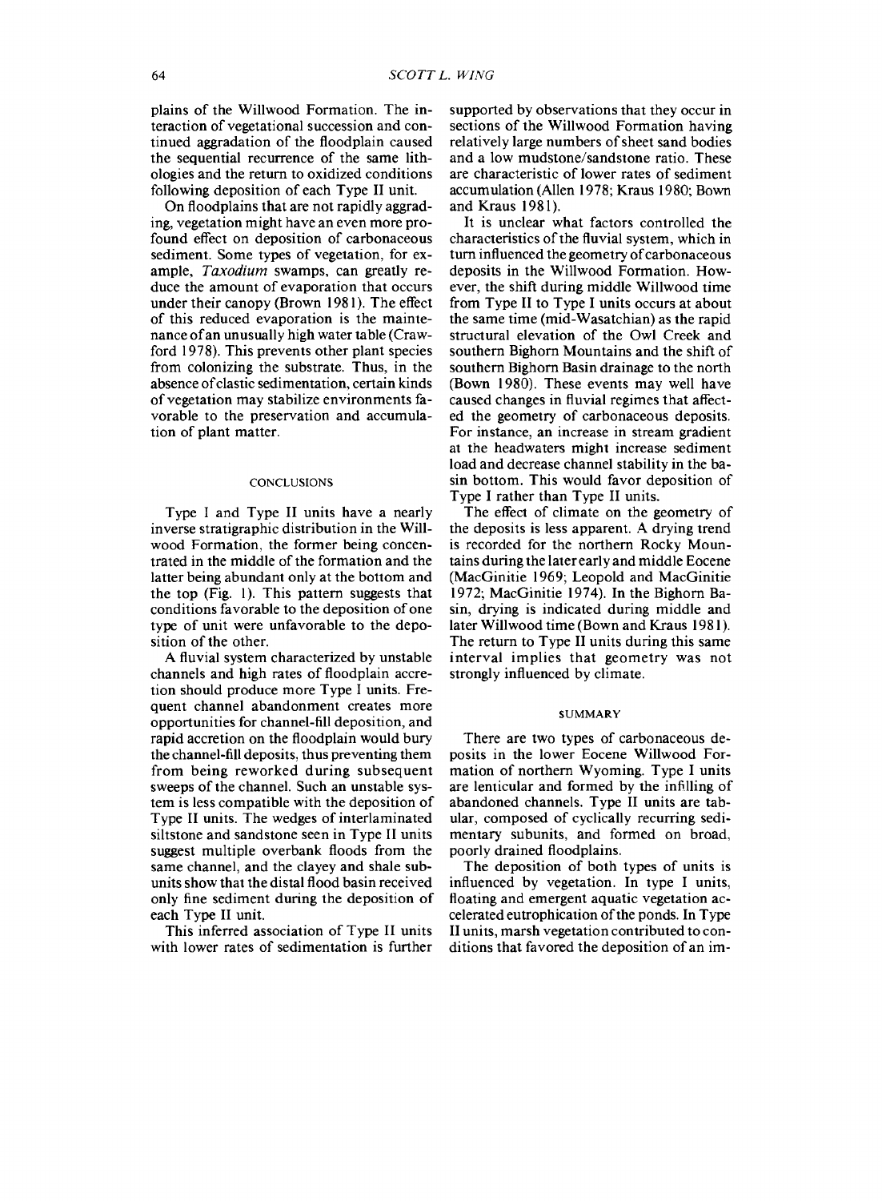plains of the Willwood Formation. The interaction of vegetational succession and continued aggradation of the floodplain caused the sequential recurrence of the same lithologies and the return to oxidized conditions following deposition of each Type II unit.

On floodplains that are not rapidly aggrading, vegetation might have an even more profound effect on deposition of carbonaceous sediment. Some types of vegetation, for example, *Taxodium* swamps, can greatly reduce the amount of evaporation that occurs under their canopy (Brown 1981). The effect of this reduced evaporation is the maintenance of an unusually high water table (Crawford 1978). This prevents other plant species from colonizing the substrate. Thus, in the absence of clastic sedimentation, certain kinds of vegetation may stabilize environments favorable to the preservation and accumulation of plant matter.

## CONCLUSIONS

Type I and Type II units have a nearly inverse stratigraphic distribution in the Willwood Formation, the former being concentrated in the middle of the formation and the latter being abundant only at the bottom and the top (Fig. 1). This pattern suggests that conditions favorable to the deposition of one type of unit were unfavorable to the deposition of the other.

A fluvial system characterized by unstable channels and high rates of floodplain accretion should produce more Type I units. Frequent channel abandonment creates more opportunities for channel-fill deposition, and rapid accretion on the floodplain would bury the channel-fill deposits, thus preventing them from being reworked during subsequent sweeps of the channel. Such an unstable system is less compatible with the deposition of Type II units. The wedges of interlaminated siltstone and sandstone seen in Type II units suggest multiple overbank floods from the same channel, and the clayey and shale subunits show that the distal flood basin received only fine sediment during the deposition of each Type II unit.

This inferred association of Type II units with lower rates of sedimentation is further supported by observations that they occur in sections of the Willwood Formation having relatively large numbers of sheet sand bodies and a low mudstone/sandstone ratio. These are characteristic of lower rates of sediment accumulation (Allen 1978; Kraus 1980; Bown and Kraus 1981).

It is unclear what factors controlled the characteristics of the fluvial system, which in turn influenced the geometry of carbonaceous deposits in the Willwood Formation. However, the shift during middle Willwood time from Type II to Type I units occurs at about the same time (mid-Wasatchian) as the rapid structural elevation of the Owl Creek and southern Bighorn Mountains and the shift of southern Bighorn Basin drainage to the north (Bown 1980). These events may well have caused changes in fluvial regimes that affected the geometry of carbonaceous deposits. For instance, an increase in stream gradient at the headwaters might increase sediment load and decrease channel stability in the basin bottom. This would favor deposition of Type I rather than Type II units.

The effect of climate on the geometry of the deposits is less apparent. A drying trend is recorded for the northern Rocky Mountains during the later early and middle Eocene (MacGinitie 1969; Leopold and MacGinitie 1972; MacGinitie 1974). In the Bighorn Basin, drying is indicated during middle and later Willwood time (Bown and Kraus 1981). The return to Type II units during this same interval implies that geometry was not strongly influenced by climate.

## SUMMARY

There are two types of carbonaceous deposits in the lower Eocene Willwood Formation of northern Wyoming. Type I units are lenticular and formed by the infilling of abandoned channels. Type II units are tabular, composed of cyclically recurring sedimentary subunits, and formed on broad, poorly drained floodplains.

The deposition of both types of units is influenced by vegetation. In type I units, floating and emergent aquatic vegetation accelerated eutrophication of the ponds. In Type II units, marsh vegetation contributed to conditions that favored the deposition of an im-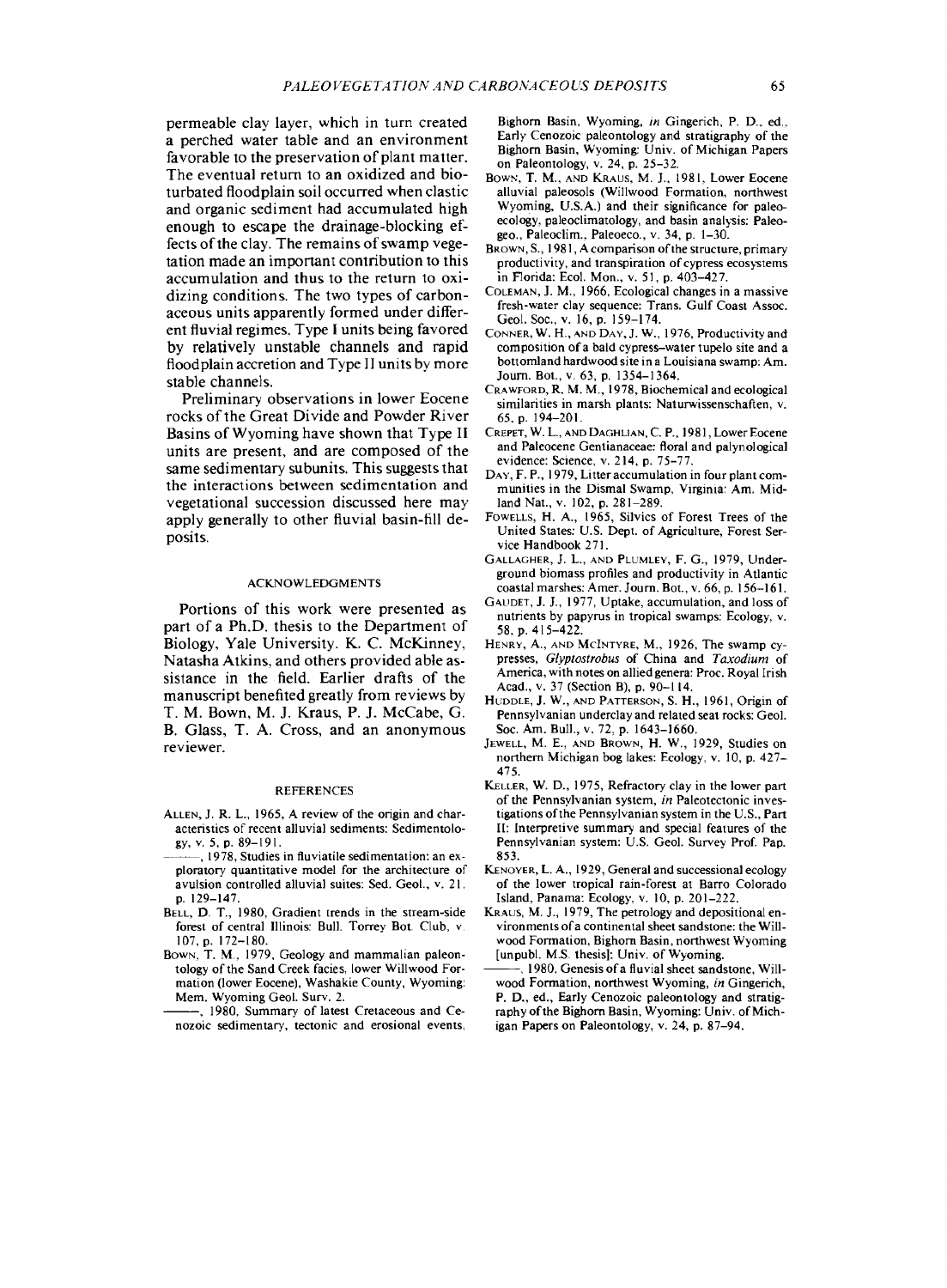permeable clay layer, which in turn created a perched water table and an environment favorable to the preservation of plant matter. The eventual return to an oxidized and bioturbated floodplain soil occurred when clastic and organic sediment had accumulated high enough to escape the drainage-blocking effects of the clay. The remains of swamp vegetation made an important contribution to this accumulation and thus to the return to oxidizing conditions. The two types of carbonaceous units apparently formed under different fluvial regimes, Type I units being favored by relatively unstable channels and rapid floodplain accretion and Type II units by more stable channels.

Preliminary observations in lower Eocene rocks of the Great Divide and Powder River Basins of Wyoming have shown that Type II units are present, and are composed of the same sedimentary subunits. This suggests that the interactions between sedimentation and vegetational succession discussed here may apply generally to other fluvial basin-fill deposits.

## ACKNOWLEDGMENTS

Portions of this work were presented as part of a Ph.D. thesis to the Department of Biology, Yale University. K. C. McKinney, Natasha Atkins, and others provided able assistance in the field. Earlier drafts of the manuscript benefited greatly from reviews by T. M. Bown, M. J. Kraus, P. J. McCabe, G. B. Glass, T. A. Cross, and an anonymous reviewer.

## REFERENCES

ALLEN, J. R. L., 1965, A review of the origin and characteristics of recent alluvial sediments: Sedimentology, v. 5, p. 89–191.

———, 1978, Studies in fluviatile sedimentation: an exploratory quantitative model for the architecture of avulsion controlled alluvial suites: Sed. Geol., v. 21, p. 129–147.

BELL, D. T., 1980, Gradient trends in the stream-side forest of central Illinois: Bull. Torrey Bot. Club, v. 107, p. 172–180.

BOWN, T. M., 1979, Geology and mammalian paleontology of the Sand Creek facies, lower Willwood Formation (lower Eocene), Washakie County, Wyoming: Mem. Wyoming Geol. Surv. 2.

———, 1980, Summary of latest Cretaceous and Cenozoic sedimentary, tectonic and erosional events, Bighorn Basin, Wyoming, *in* Gingerich, P. D., ed., Early Cenozoic paleontology and stratigraphy of the Bighorn Basin, Wyoming: Univ. of Michigan Papers on Paleontology, v. 24, p. 25–32.

BOWN, T. M., AND KRAUS, M. J., 1981, Lower Eocene alluvial paleosols (Willwood Formation, northwest Wyoming, U.S.A.) and their significance for paleoecology, paleoclimatology, and basin analysis: Paleogeo., Paleoclim., Paleoeco., v. 34, p. 1–30.

BROWN, S., 1981, A comparison of the structure, primary productivity, and transpiration of cypress ecosystems in Florida: Ecol. Mon., v. 51, p. 403–427.

COLEMAN, J. M., 1966, Ecological changes in a massive fresh-water clay sequence: Trans. Gulf Coast Assoc. Geol. Soc., v. 16, p. 159–174.

CONNER, W. H., AND DAY, J. W., 1976, Productivity and composition of a bald cypress–water tupelo site and a bottomland hardwood site in a Louisiana swamp: Am. Journ. Bot., v. 63, p. 1354–1364.

CRAWFORD, R. M. M., 1978, Biochemical and ecological similarities in marsh plants: Naturwissenschaften, v. 65, p. 194–201.

CREPET, W. L., AND DAGHLIAN, C. P., 1981, Lower Eocene and Paleocene Gentianaceae: floral and palynological evidence: Science, v. 214, p. 75–77.

DAY, F. P., 1979, Litter accumulation in four plant communities in the Dismal Swamp, Virginia: Am. Midland Nat., v. 102, p. 281–289.

FOWELLS, H. A., 1965, Silvics of Forest Trees of the United States: U.S. Dept. of Agriculture, Forest Service Handbook 271.

GALLAGHER, J. L., AND PLUMLEY, F. G., 1979, Underground biomass profiles and productivity in Atlantic coastal marshes: Amer. Journ. Bot., v. 66, p. 156–161.

GAUDET, J. J., 1977, Uptake, accumulation, and loss of nutrients by papyrus in tropical swamps: Ecology, v. 58, p. 415–422.

HENRY, A., AND MCINTYRE, M., 1926, The swamp cypresses, *Glyptostrobus* of China and *Taxodium* of America, with notes on allied genera: Proc. Royal Irish Acad., v. 37 (Section B), p. 90–114.

HUDDLE, J. W., AND PATTERSON, S. H., 1961, Origin of Pennsylvanian underclay and related seat rocks: Geol. Soc. Am. Bull., v. 72, p. 1643–1660.

JEWELL, M. E., AND BROWN, H. W., 1929, Studies on northern Michigan bog lakes: Ecology, v. 10, p. 427–475.

KELLER, W. D., 1975, Refractory clay in the lower part of the Pennsylvanian system, *in* Paleotectonic investigations of the Pennsylvanian system in the U.S., Part II: Interpretive summary and special features of the Pennsylvanian system: U.S. Geol. Survey Prof. Pap. 853.

KENOYER, L. A., 1929, General and successional ecology of the lower tropical rain-forest at Barro Colorado Island, Panama: Ecology, v. 10, p. 201–222.

KRAUS, M. J., 1979, The petrology and depositional environments of a continental sheet sandstone: the Willwood Formation, Bighorn Basin, northwest Wyoming [unpubl. M.S. thesis]: Univ. of Wyoming.

———, 1980, Genesis of a fluvial sheet sandstone, Willwood Formation, northwest Wyoming, *in* Gingerich, P. D., ed., Early Cenozoic paleontology and stratigraphy of the Bighorn Basin, Wyoming: Univ. of Michigan Papers on Paleontology, v. 24, p. 87–94.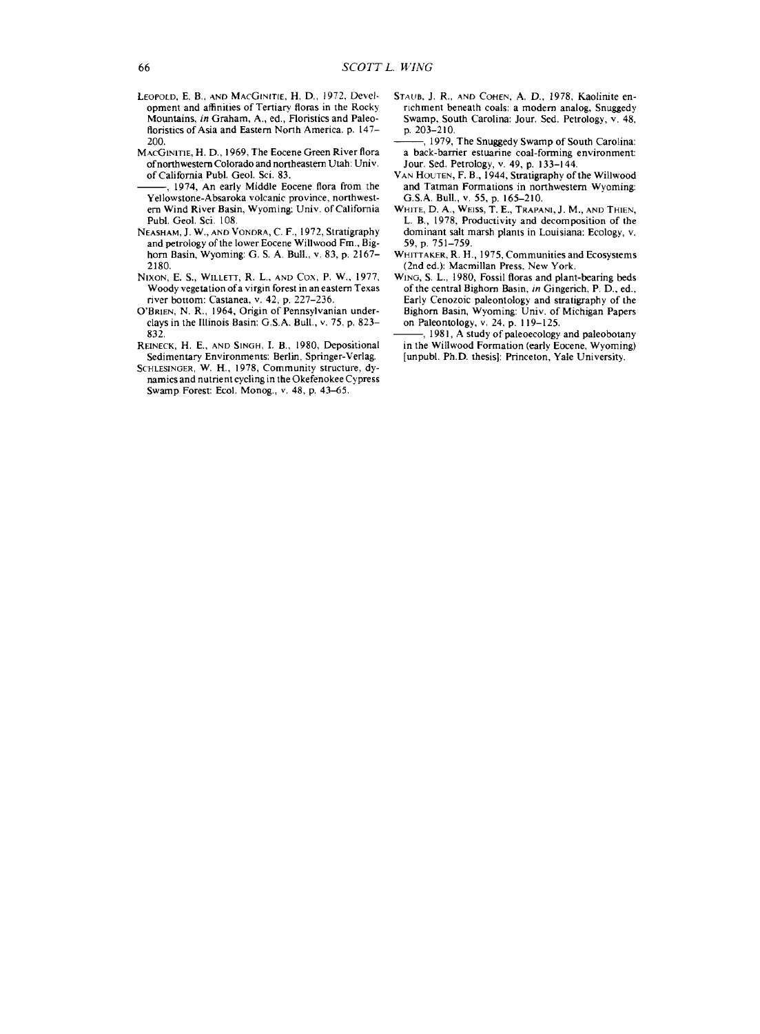Leopold, E. B., and MacGinitie, H. D., 1972, Development and affinities of Tertiary floras in the Rocky Mountains, *in* Graham, A., ed., Floristics and Paleofloristics of Asia and Eastern North America. p. 147–200.

MacGinitie, H. D., 1969, The Eocene Green River flora of northwestern Colorado and northeastern Utah: Univ. of California Publ. Geol. Sci. 83.

———, 1974, An early Middle Eocene flora from the Yellowstone-Absaroka volcanic province, northwestern Wind River Basin, Wyoming: Univ. of California Publ. Geol. Sci. 108.

Neasham, J. W., and Vondra, C. F., 1972, Stratigraphy and petrology of the lower Eocene Willwood Fm., Bighorn Basin, Wyoming: G. S. A. Bull., v. 83, p. 2167–2180.

Nixon, E. S., Willett, R. L., and Cox, P. W., 1977, Woody vegetation of a virgin forest in an eastern Texas river bottom: Castanea, v. 42, p. 227–236.

O'Brien, N. R., 1964, Origin of Pennsylvanian underclays in the Illinois Basin: G.S.A. Bull., v. 75, p. 823–832.

Reineck, H. E., and Singh, I. B., 1980, Depositional Sedimentary Environments: Berlin, Springer-Verlag.

Schlesinger, W. H., 1978, Community structure, dynamics and nutrient cycling in the Okefenokee Cypress Swamp Forest: Ecol. Monog., v. 48, p. 43–65.

Staub, J. R., and Cohen, A. D., 1978, Kaolinite enrichment beneath coals: a modern analog, Snuggedy Swamp, South Carolina: Jour. Sed. Petrology, v. 48, p. 203–210.

———, 1979, The Snuggedy Swamp of South Carolina: a back-barrier estuarine coal-forming environment: Jour. Sed. Petrology, v. 49, p. 133–144.

Van Houten, F. B., 1944, Stratigraphy of the Willwood and Tatman Formations in northwestern Wyoming: G.S.A. Bull., v. 55, p. 165–210.

White, D. A., Weiss, T. E., Trapani, J. M., and Thien, L. B., 1978, Productivity and decomposition of the dominant salt marsh plants in Louisiana: Ecology, v. 59, p. 751–759.

Whittaker, R. H., 1975, Communities and Ecosystems (2nd ed.): Macmillan Press, New York.

Wing, S. L., 1980, Fossil floras and plant-bearing beds of the central Bighorn Basin, *in* Gingerich, P. D., ed., Early Cenozoic paleontology and stratigraphy of the Bighorn Basin, Wyoming: Univ. of Michigan Papers on Paleontology, v. 24, p. 119–125.

———, 1981, A study of paleoecology and paleobotany in the Willwood Formation (early Eocene, Wyoming) [unpubl. Ph.D. thesis]: Princeton, Yale University.